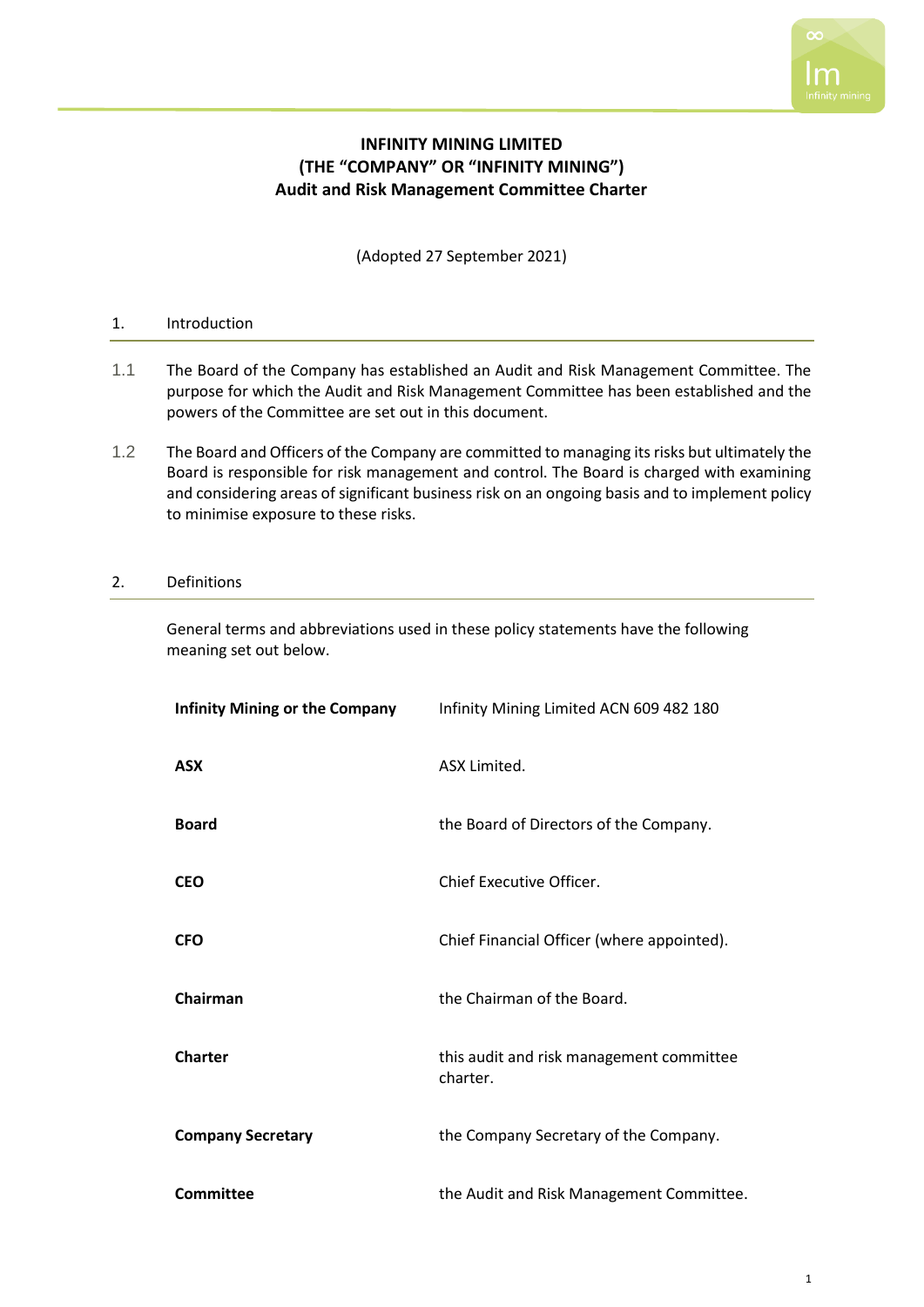**INFINITY MINING LIMITED**
**(THE "COMPANY" OR "INFINITY MINING")**
**Audit and Risk Management Committee Charter**

(Adopted 27 September 2021)

## 1. Introduction

1.1 The Board of the Company has established an Audit and Risk Management Committee. The purpose for which the Audit and Risk Management Committee has been established and the powers of the Committee are set out in this document.

1.2 The Board and Officers of the Company are committed to managing its risks but ultimately the Board is responsible for risk management and control. The Board is charged with examining and considering areas of significant business risk on an ongoing basis and to implement policy to minimise exposure to these risks.

## 2. Definitions

General terms and abbreviations used in these policy statements have the following meaning set out below.

| | |
|---|---|
| **Infinity Mining or the Company** | Infinity Mining Limited ACN 609 482 180 |
| **ASX** | ASX Limited. |
| **Board** | the Board of Directors of the Company. |
| **CEO** | Chief Executive Officer. |
| **CFO** | Chief Financial Officer (where appointed). |
| **Chairman** | the Chairman of the Board. |
| **Charter** | this audit and risk management committee charter. |
| **Company Secretary** | the Company Secretary of the Company. |
| **Committee** | the Audit and Risk Management Committee. |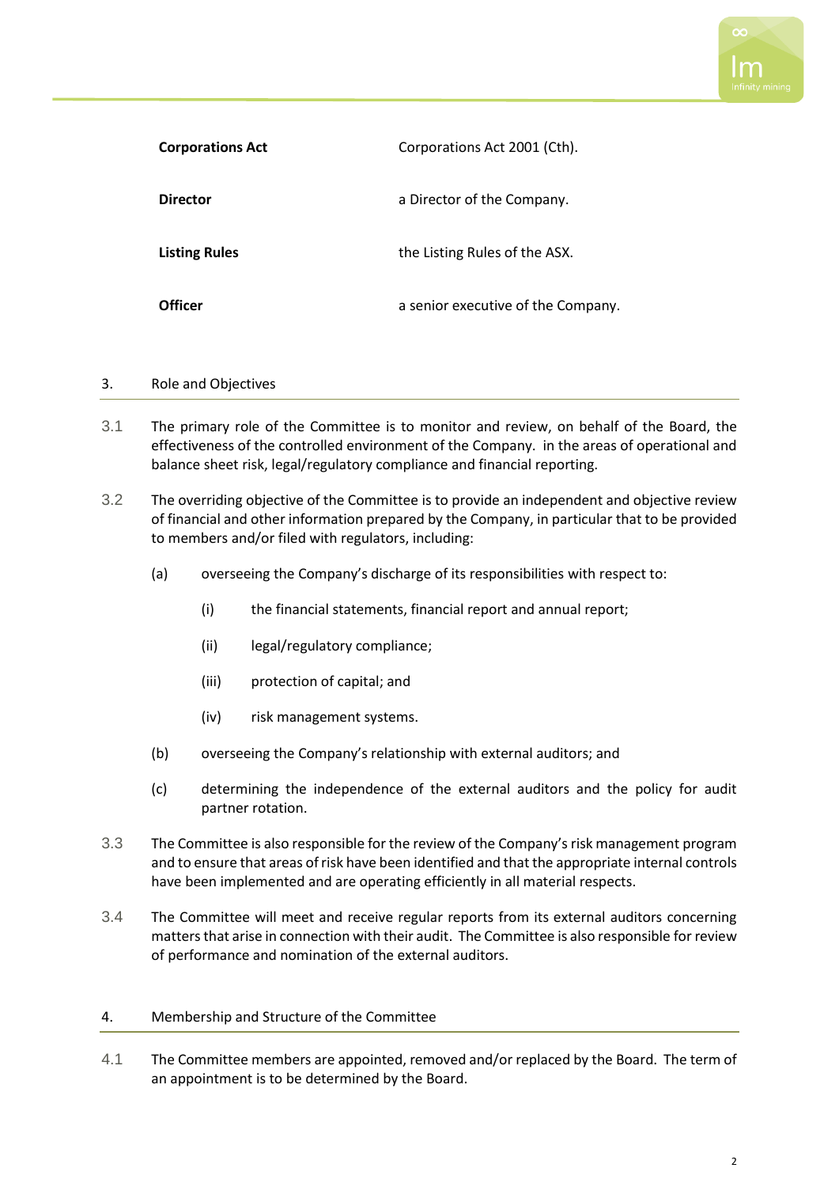| | |
|---|---|
| **Corporations Act** | Corporations Act 2001 (Cth). |
| **Director** | a Director of the Company. |
| **Listing Rules** | the Listing Rules of the ASX. |
| **Officer** | a senior executive of the Company. |

## 3. Role and Objectives

3.1 The primary role of the Committee is to monitor and review, on behalf of the Board, the effectiveness of the controlled environment of the Company. in the areas of operational and balance sheet risk, legal/regulatory compliance and financial reporting.

3.2 The overriding objective of the Committee is to provide an independent and objective review of financial and other information prepared by the Company, in particular that to be provided to members and/or filed with regulators, including:

(a) overseeing the Company's discharge of its responsibilities with respect to:

(i) the financial statements, financial report and annual report;

(ii) legal/regulatory compliance;

(iii) protection of capital; and

(iv) risk management systems.

(b) overseeing the Company's relationship with external auditors; and

(c) determining the independence of the external auditors and the policy for audit partner rotation.

3.3 The Committee is also responsible for the review of the Company's risk management program and to ensure that areas of risk have been identified and that the appropriate internal controls have been implemented and are operating efficiently in all material respects.

3.4 The Committee will meet and receive regular reports from its external auditors concerning matters that arise in connection with their audit. The Committee is also responsible for review of performance and nomination of the external auditors.

## 4. Membership and Structure of the Committee

4.1 The Committee members are appointed, removed and/or replaced by the Board. The term of an appointment is to be determined by the Board.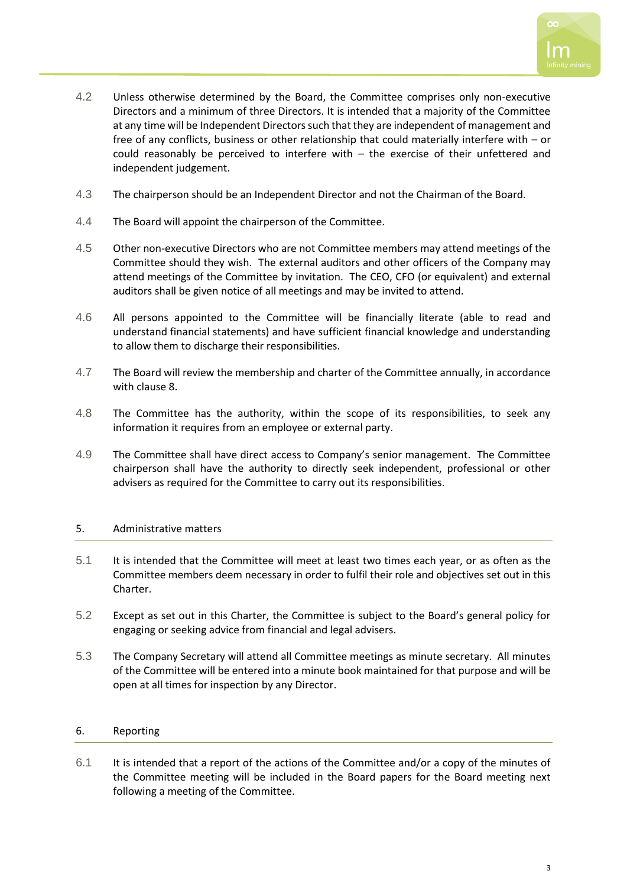4.2 Unless otherwise determined by the Board, the Committee comprises only non-executive Directors and a minimum of three Directors. It is intended that a majority of the Committee at any time will be Independent Directors such that they are independent of management and free of any conflicts, business or other relationship that could materially interfere with – or could reasonably be perceived to interfere with – the exercise of their unfettered and independent judgement.

4.3 The chairperson should be an Independent Director and not the Chairman of the Board.

4.4 The Board will appoint the chairperson of the Committee.

4.5 Other non-executive Directors who are not Committee members may attend meetings of the Committee should they wish. The external auditors and other officers of the Company may attend meetings of the Committee by invitation. The CEO, CFO (or equivalent) and external auditors shall be given notice of all meetings and may be invited to attend.

4.6 All persons appointed to the Committee will be financially literate (able to read and understand financial statements) and have sufficient financial knowledge and understanding to allow them to discharge their responsibilities.

4.7 The Board will review the membership and charter of the Committee annually, in accordance with clause 8.

4.8 The Committee has the authority, within the scope of its responsibilities, to seek any information it requires from an employee or external party.

4.9 The Committee shall have direct access to Company's senior management. The Committee chairperson shall have the authority to directly seek independent, professional or other advisers as required for the Committee to carry out its responsibilities.

## 5. Administrative matters

5.1 It is intended that the Committee will meet at least two times each year, or as often as the Committee members deem necessary in order to fulfil their role and objectives set out in this Charter.

5.2 Except as set out in this Charter, the Committee is subject to the Board's general policy for engaging or seeking advice from financial and legal advisers.

5.3 The Company Secretary will attend all Committee meetings as minute secretary. All minutes of the Committee will be entered into a minute book maintained for that purpose and will be open at all times for inspection by any Director.

## 6. Reporting

6.1 It is intended that a report of the actions of the Committee and/or a copy of the minutes of the Committee meeting will be included in the Board papers for the Board meeting next following a meeting of the Committee.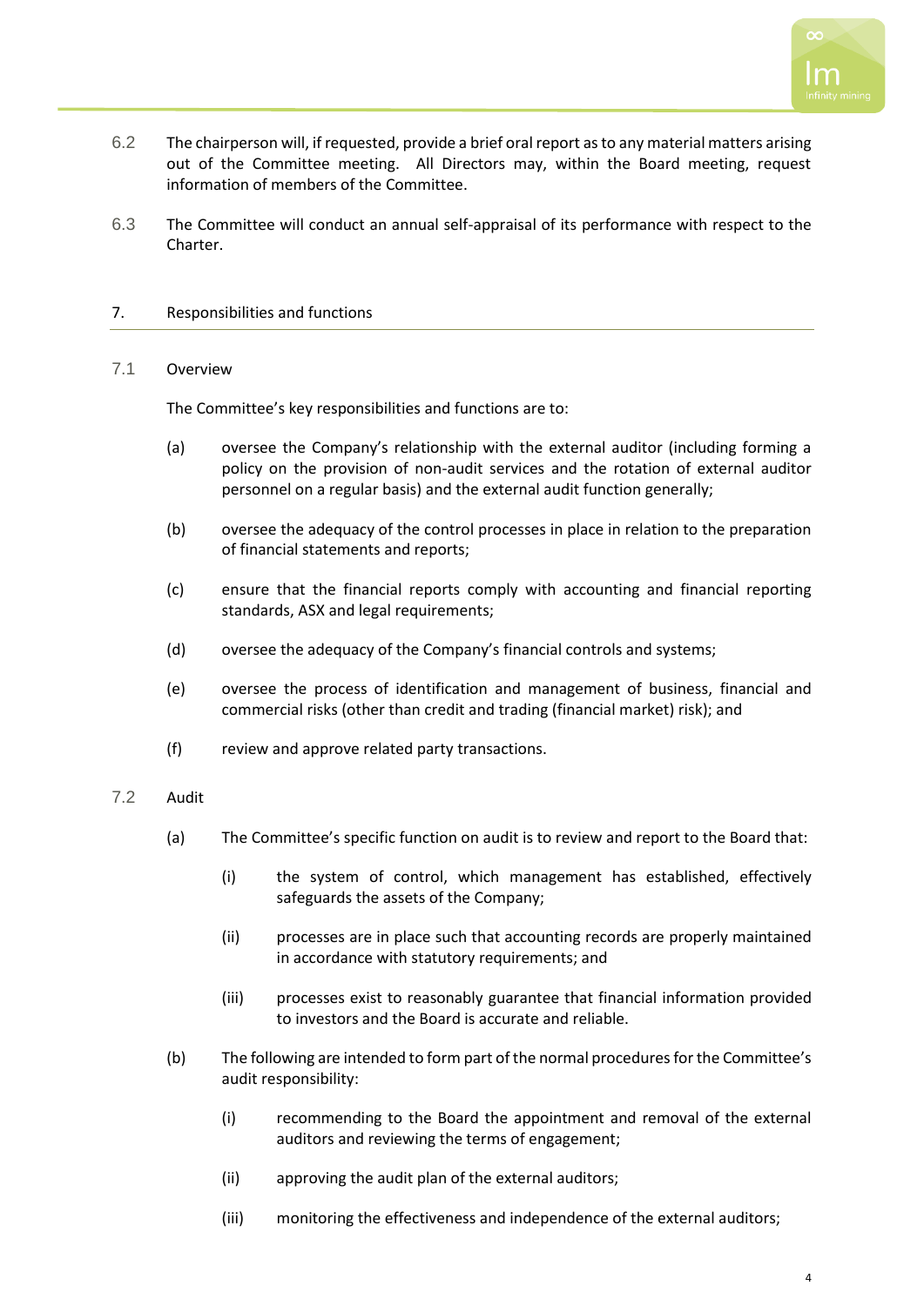6.2 The chairperson will, if requested, provide a brief oral report as to any material matters arising out of the Committee meeting. All Directors may, within the Board meeting, request information of members of the Committee.

6.3 The Committee will conduct an annual self-appraisal of its performance with respect to the Charter.

## 7. Responsibilities and functions

### 7.1 Overview

The Committee's key responsibilities and functions are to:

(a) oversee the Company's relationship with the external auditor (including forming a policy on the provision of non-audit services and the rotation of external auditor personnel on a regular basis) and the external audit function generally;

(b) oversee the adequacy of the control processes in place in relation to the preparation of financial statements and reports;

(c) ensure that the financial reports comply with accounting and financial reporting standards, ASX and legal requirements;

(d) oversee the adequacy of the Company's financial controls and systems;

(e) oversee the process of identification and management of business, financial and commercial risks (other than credit and trading (financial market) risk); and

(f) review and approve related party transactions.

### 7.2 Audit

(a) The Committee's specific function on audit is to review and report to the Board that:

  (i) the system of control, which management has established, effectively safeguards the assets of the Company;

  (ii) processes are in place such that accounting records are properly maintained in accordance with statutory requirements; and

  (iii) processes exist to reasonably guarantee that financial information provided to investors and the Board is accurate and reliable.

(b) The following are intended to form part of the normal procedures for the Committee's audit responsibility:

  (i) recommending to the Board the appointment and removal of the external auditors and reviewing the terms of engagement;

  (ii) approving the audit plan of the external auditors;

  (iii) monitoring the effectiveness and independence of the external auditors;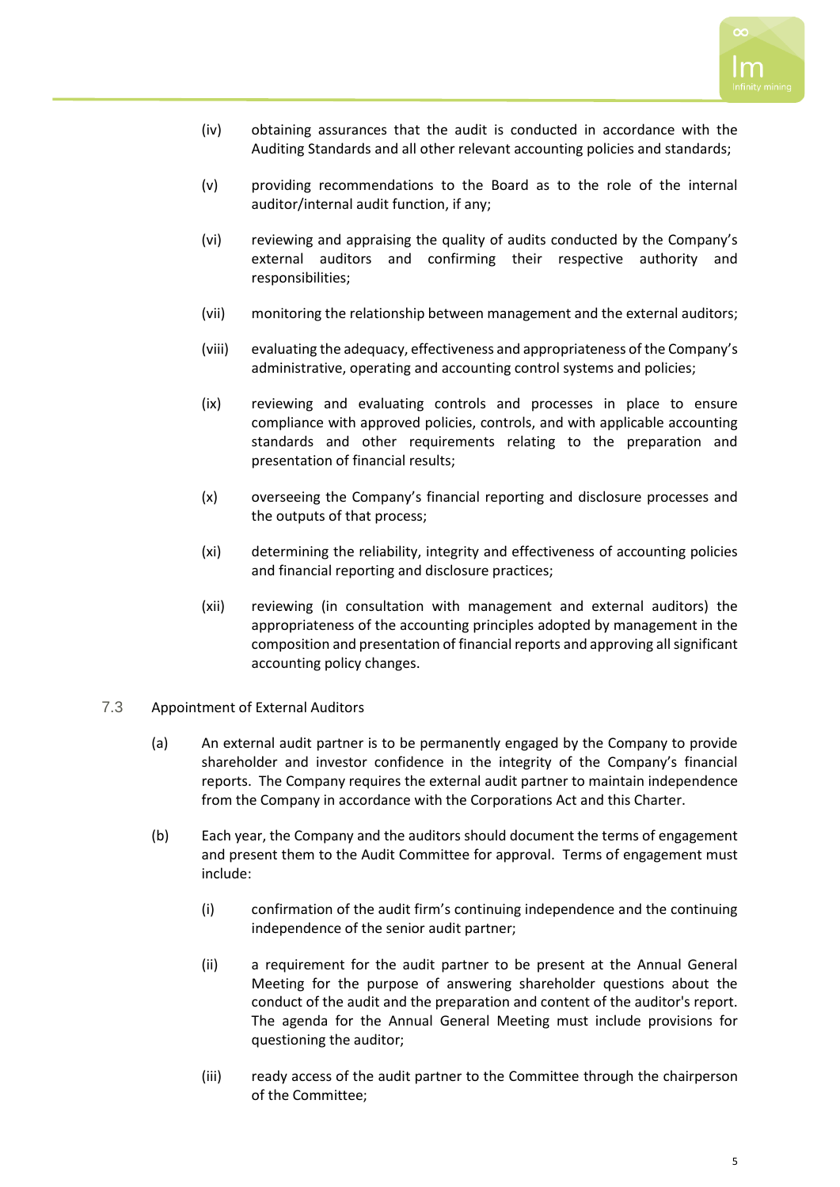(iv) obtaining assurances that the audit is conducted in accordance with the Auditing Standards and all other relevant accounting policies and standards;

(v) providing recommendations to the Board as to the role of the internal auditor/internal audit function, if any;

(vi) reviewing and appraising the quality of audits conducted by the Company's external auditors and confirming their respective authority and responsibilities;

(vii) monitoring the relationship between management and the external auditors;

(viii) evaluating the adequacy, effectiveness and appropriateness of the Company's administrative, operating and accounting control systems and policies;

(ix) reviewing and evaluating controls and processes in place to ensure compliance with approved policies, controls, and with applicable accounting standards and other requirements relating to the preparation and presentation of financial results;

(x) overseeing the Company's financial reporting and disclosure processes and the outputs of that process;

(xi) determining the reliability, integrity and effectiveness of accounting policies and financial reporting and disclosure practices;

(xii) reviewing (in consultation with management and external auditors) the appropriateness of the accounting principles adopted by management in the composition and presentation of financial reports and approving all significant accounting policy changes.

7.3 Appointment of External Auditors

(a) An external audit partner is to be permanently engaged by the Company to provide shareholder and investor confidence in the integrity of the Company's financial reports. The Company requires the external audit partner to maintain independence from the Company in accordance with the Corporations Act and this Charter.

(b) Each year, the Company and the auditors should document the terms of engagement and present them to the Audit Committee for approval. Terms of engagement must include:

(i) confirmation of the audit firm's continuing independence and the continuing independence of the senior audit partner;

(ii) a requirement for the audit partner to be present at the Annual General Meeting for the purpose of answering shareholder questions about the conduct of the audit and the preparation and content of the auditor's report. The agenda for the Annual General Meeting must include provisions for questioning the auditor;

(iii) ready access of the audit partner to the Committee through the chairperson of the Committee;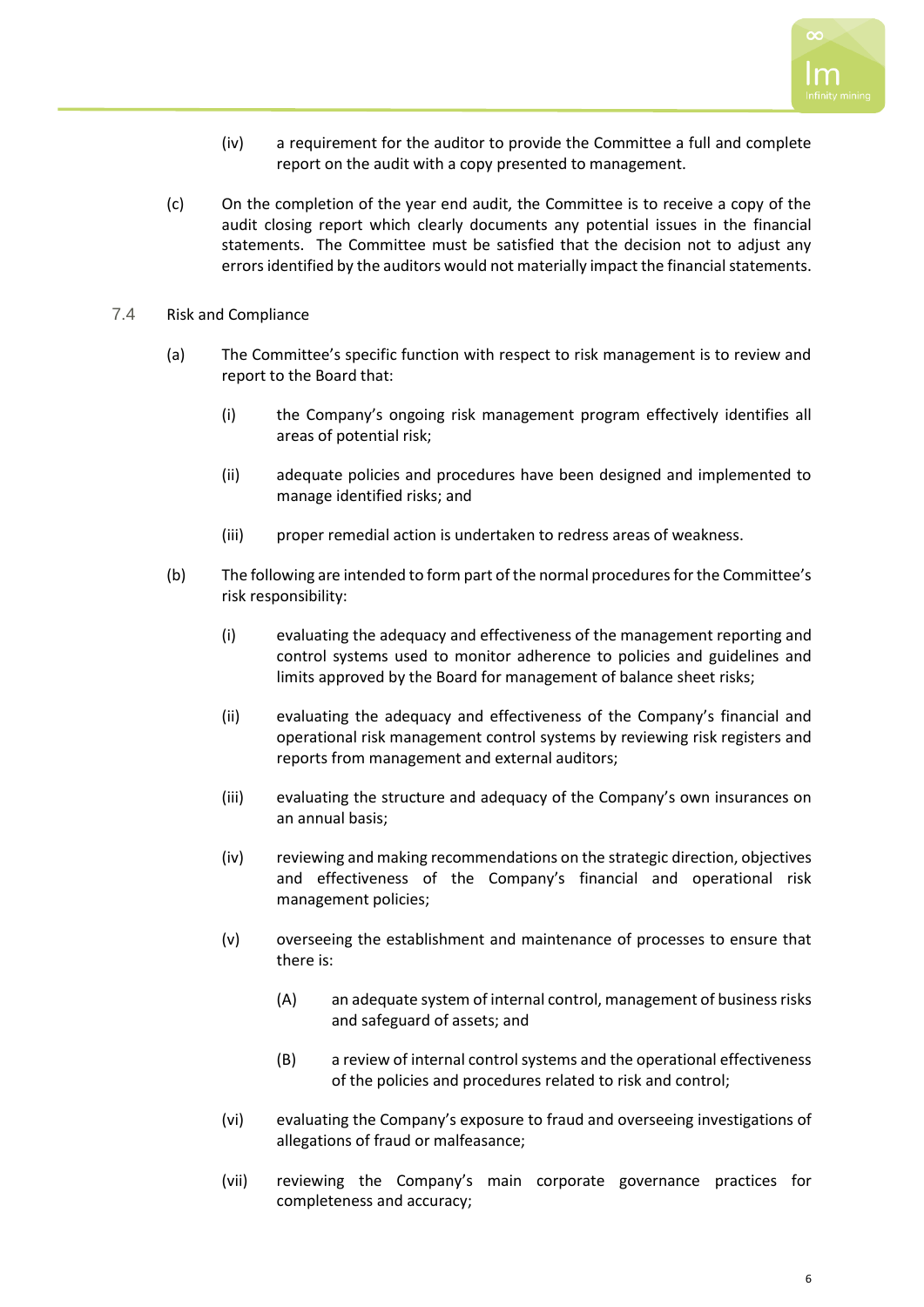(iv) a requirement for the auditor to provide the Committee a full and complete report on the audit with a copy presented to management.

(c) On the completion of the year end audit, the Committee is to receive a copy of the audit closing report which clearly documents any potential issues in the financial statements. The Committee must be satisfied that the decision not to adjust any errors identified by the auditors would not materially impact the financial statements.

## 7.4 Risk and Compliance

(a) The Committee's specific function with respect to risk management is to review and report to the Board that:

(i) the Company's ongoing risk management program effectively identifies all areas of potential risk;

(ii) adequate policies and procedures have been designed and implemented to manage identified risks; and

(iii) proper remedial action is undertaken to redress areas of weakness.

(b) The following are intended to form part of the normal procedures for the Committee's risk responsibility:

(i) evaluating the adequacy and effectiveness of the management reporting and control systems used to monitor adherence to policies and guidelines and limits approved by the Board for management of balance sheet risks;

(ii) evaluating the adequacy and effectiveness of the Company's financial and operational risk management control systems by reviewing risk registers and reports from management and external auditors;

(iii) evaluating the structure and adequacy of the Company's own insurances on an annual basis;

(iv) reviewing and making recommendations on the strategic direction, objectives and effectiveness of the Company's financial and operational risk management policies;

(v) overseeing the establishment and maintenance of processes to ensure that there is:

(A) an adequate system of internal control, management of business risks and safeguard of assets; and

(B) a review of internal control systems and the operational effectiveness of the policies and procedures related to risk and control;

(vi) evaluating the Company's exposure to fraud and overseeing investigations of allegations of fraud or malfeasance;

(vii) reviewing the Company's main corporate governance practices for completeness and accuracy;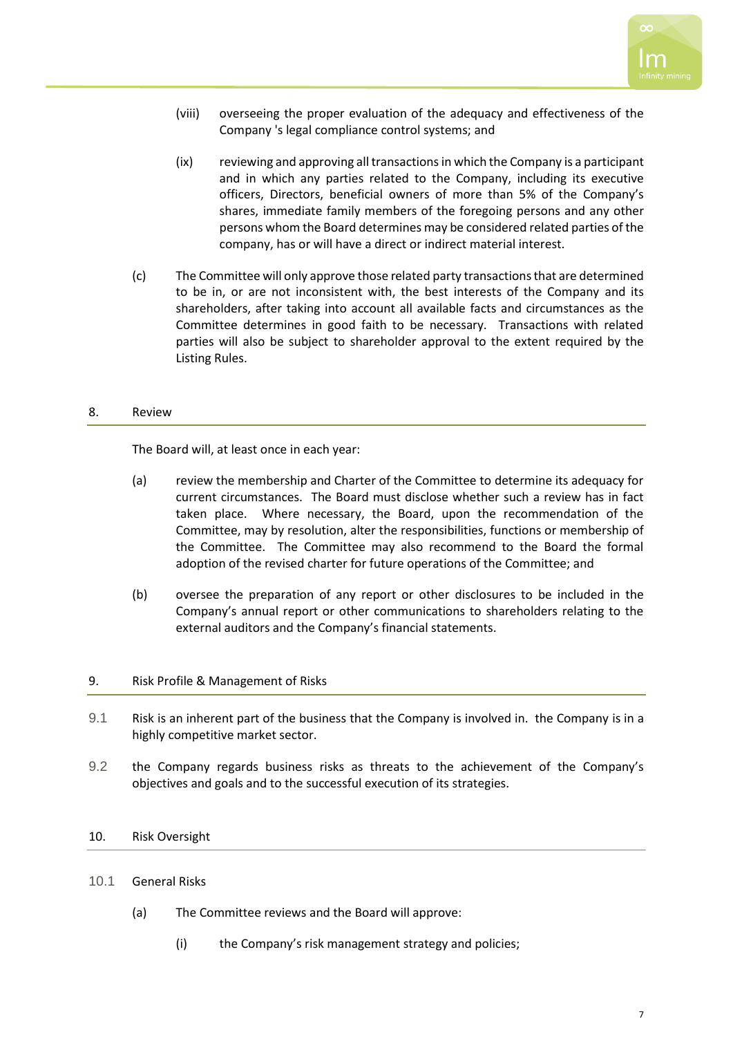(viii) overseeing the proper evaluation of the adequacy and effectiveness of the Company 's legal compliance control systems; and

(ix) reviewing and approving all transactions in which the Company is a participant and in which any parties related to the Company, including its executive officers, Directors, beneficial owners of more than 5% of the Company's shares, immediate family members of the foregoing persons and any other persons whom the Board determines may be considered related parties of the company, has or will have a direct or indirect material interest.

(c) The Committee will only approve those related party transactions that are determined to be in, or are not inconsistent with, the best interests of the Company and its shareholders, after taking into account all available facts and circumstances as the Committee determines in good faith to be necessary. Transactions with related parties will also be subject to shareholder approval to the extent required by the Listing Rules.

## 8. Review

The Board will, at least once in each year:

(a) review the membership and Charter of the Committee to determine its adequacy for current circumstances. The Board must disclose whether such a review has in fact taken place. Where necessary, the Board, upon the recommendation of the Committee, may by resolution, alter the responsibilities, functions or membership of the Committee. The Committee may also recommend to the Board the formal adoption of the revised charter for future operations of the Committee; and

(b) oversee the preparation of any report or other disclosures to be included in the Company's annual report or other communications to shareholders relating to the external auditors and the Company's financial statements.

## 9. Risk Profile & Management of Risks

9.1 Risk is an inherent part of the business that the Company is involved in. the Company is in a highly competitive market sector.

9.2 the Company regards business risks as threats to the achievement of the Company's objectives and goals and to the successful execution of its strategies.

## 10. Risk Oversight

10.1 General Risks

(a) The Committee reviews and the Board will approve:

(i) the Company's risk management strategy and policies;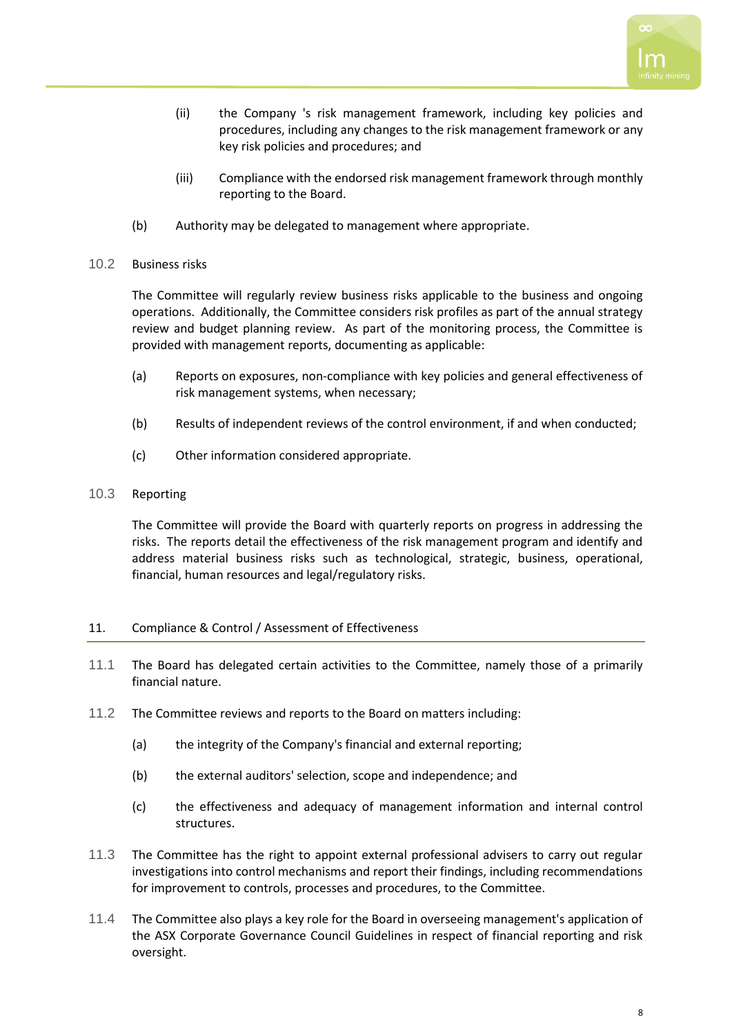(ii) the Company 's risk management framework, including key policies and procedures, including any changes to the risk management framework or any key risk policies and procedures; and

(iii) Compliance with the endorsed risk management framework through monthly reporting to the Board.

(b) Authority may be delegated to management where appropriate.

10.2 Business risks

The Committee will regularly review business risks applicable to the business and ongoing operations. Additionally, the Committee considers risk profiles as part of the annual strategy review and budget planning review. As part of the monitoring process, the Committee is provided with management reports, documenting as applicable:

(a) Reports on exposures, non-compliance with key policies and general effectiveness of risk management systems, when necessary;

(b) Results of independent reviews of the control environment, if and when conducted;

(c) Other information considered appropriate.

10.3 Reporting

The Committee will provide the Board with quarterly reports on progress in addressing the risks. The reports detail the effectiveness of the risk management program and identify and address material business risks such as technological, strategic, business, operational, financial, human resources and legal/regulatory risks.

## 11. Compliance & Control / Assessment of Effectiveness

11.1 The Board has delegated certain activities to the Committee, namely those of a primarily financial nature.

11.2 The Committee reviews and reports to the Board on matters including:

(a) the integrity of the Company's financial and external reporting;

(b) the external auditors' selection, scope and independence; and

(c) the effectiveness and adequacy of management information and internal control structures.

11.3 The Committee has the right to appoint external professional advisers to carry out regular investigations into control mechanisms and report their findings, including recommendations for improvement to controls, processes and procedures, to the Committee.

11.4 The Committee also plays a key role for the Board in overseeing management's application of the ASX Corporate Governance Council Guidelines in respect of financial reporting and risk oversight.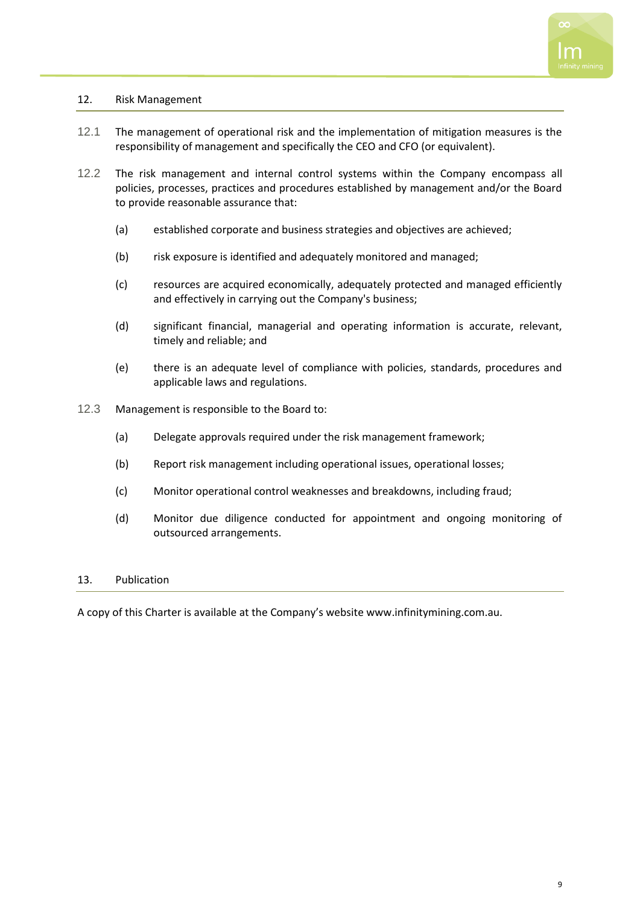## 12. Risk Management

12.1 The management of operational risk and the implementation of mitigation measures is the responsibility of management and specifically the CEO and CFO (or equivalent).

12.2 The risk management and internal control systems within the Company encompass all policies, processes, practices and procedures established by management and/or the Board to provide reasonable assurance that:

- (a) established corporate and business strategies and objectives are achieved;
- (b) risk exposure is identified and adequately monitored and managed;
- (c) resources are acquired economically, adequately protected and managed efficiently and effectively in carrying out the Company's business;
- (d) significant financial, managerial and operating information is accurate, relevant, timely and reliable; and
- (e) there is an adequate level of compliance with policies, standards, procedures and applicable laws and regulations.

12.3 Management is responsible to the Board to:

- (a) Delegate approvals required under the risk management framework;
- (b) Report risk management including operational issues, operational losses;
- (c) Monitor operational control weaknesses and breakdowns, including fraud;
- (d) Monitor due diligence conducted for appointment and ongoing monitoring of outsourced arrangements.

## 13. Publication

A copy of this Charter is available at the Company's website www.infinitymining.com.au.